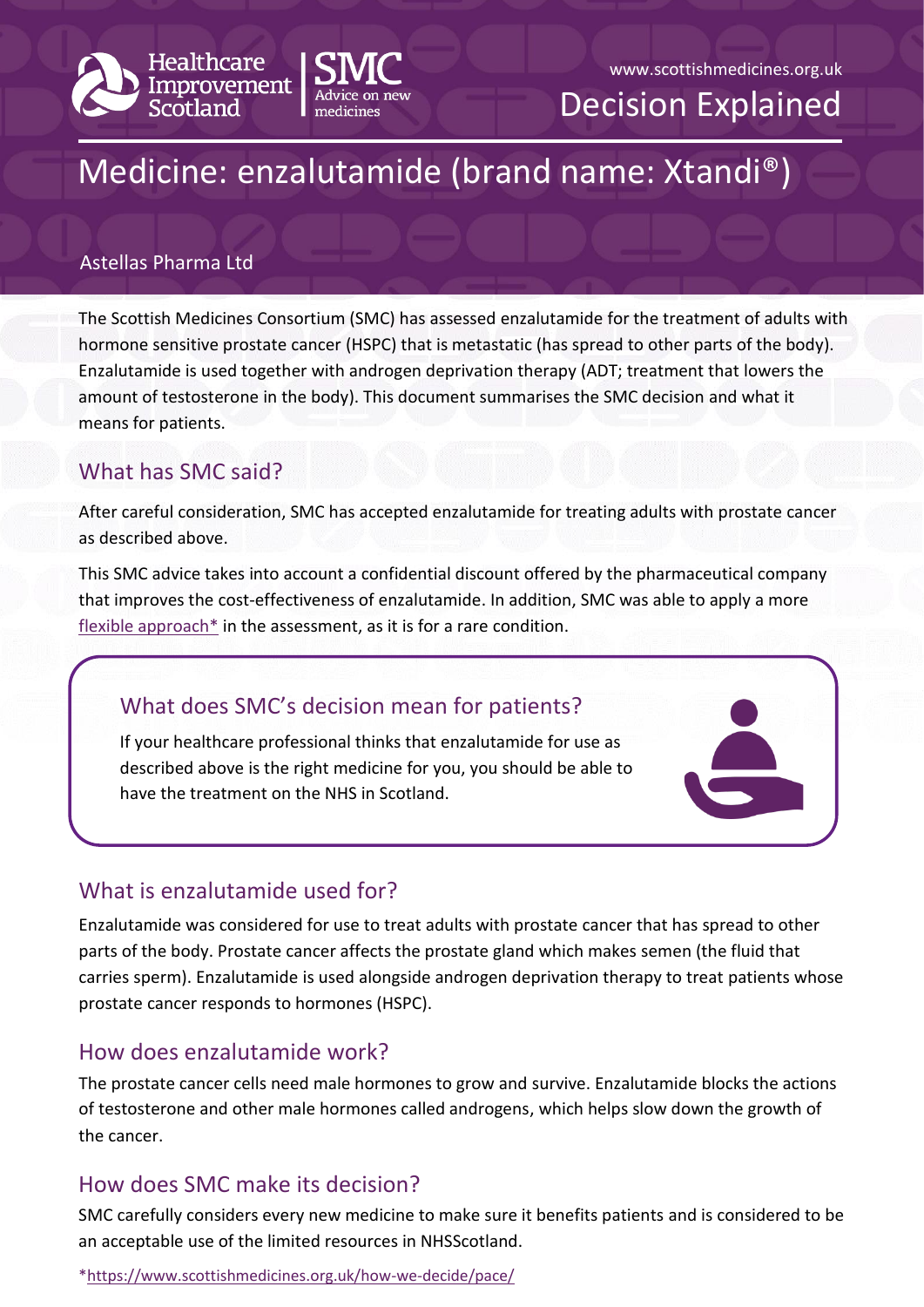Healthcare Improvement Scotland | SMC Advice on new medicines

www.scottishmedicines.org.uk

Decision Explained

# Medicine: enzalutamide (brand name: Xtandi®)

Astellas Pharma Ltd

The Scottish Medicines Consortium (SMC) has assessed enzalutamide for the treatment of adults with hormone sensitive prostate cancer (HSPC) that is metastatic (has spread to other parts of the body). Enzalutamide is used together with androgen deprivation therapy (ADT; treatment that lowers the amount of testosterone in the body). This document summarises the SMC decision and what it means for patients.

## What has SMC said?

After careful consideration, SMC has accepted enzalutamide for treating adults with prostate cancer as described above.

This SMC advice takes into account a confidential discount offered by the pharmaceutical company that improves the cost-effectiveness of enzalutamide. In addition, SMC was able to apply a more flexible approach* in the assessment, as it is for a rare condition.

### What does SMC's decision mean for patients?

If your healthcare professional thinks that enzalutamide for use as described above is the right medicine for you, you should be able to have the treatment on the NHS in Scotland.

## What is enzalutamide used for?

Enzalutamide was considered for use to treat adults with prostate cancer that has spread to other parts of the body. Prostate cancer affects the prostate gland which makes semen (the fluid that carries sperm). Enzalutamide is used alongside androgen deprivation therapy to treat patients whose prostate cancer responds to hormones (HSPC).

## How does enzalutamide work?

The prostate cancer cells need male hormones to grow and survive. Enzalutamide blocks the actions of testosterone and other male hormones called androgens, which helps slow down the growth of the cancer.

## How does SMC make its decision?

SMC carefully considers every new medicine to make sure it benefits patients and is considered to be an acceptable use of the limited resources in NHSScotland.

*https://www.scottishmedicines.org.uk/how-we-decide/pace/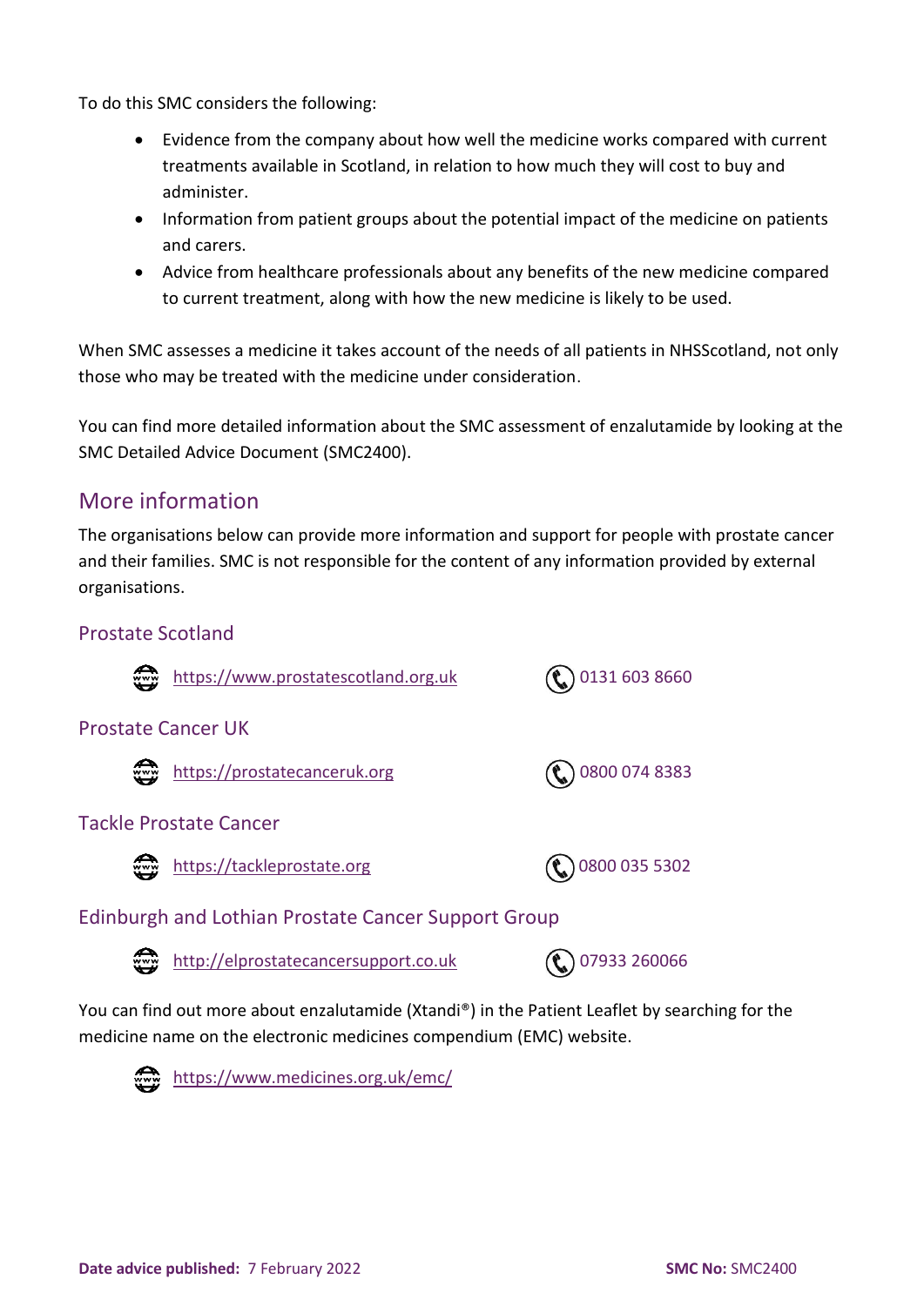To do this SMC considers the following:

- Evidence from the company about how well the medicine works compared with current treatments available in Scotland, in relation to how much they will cost to buy and administer.
- Information from patient groups about the potential impact of the medicine on patients and carers.
- Advice from healthcare professionals about any benefits of the new medicine compared to current treatment, along with how the new medicine is likely to be used.

When SMC assesses a medicine it takes account of the needs of all patients in NHSScotland, not only those who may be treated with the medicine under consideration.

You can find more detailed information about the SMC assessment of enzalutamide by looking at the SMC Detailed Advice Document (SMC2400).

## More information

The organisations below can provide more information and support for people with prostate cancer and their families. SMC is not responsible for the content of any information provided by external organisations.

### Prostate Scotland

https://www.prostatescotland.org.uk 0131 603 8660

### Prostate Cancer UK

https://prostatecanceruk.org 0800 074 8383

### Tackle Prostate Cancer

https://tackleprostate.org 0800 035 5302

### Edinburgh and Lothian Prostate Cancer Support Group

http://elprostatecancersupport.co.uk 07933 260066

You can find out more about enzalutamide (Xtandi®) in the Patient Leaflet by searching for the medicine name on the electronic medicines compendium (EMC) website.

https://www.medicines.org.uk/emc/

**Date advice published:** 7 February 2022

**SMC No:** SMC2400